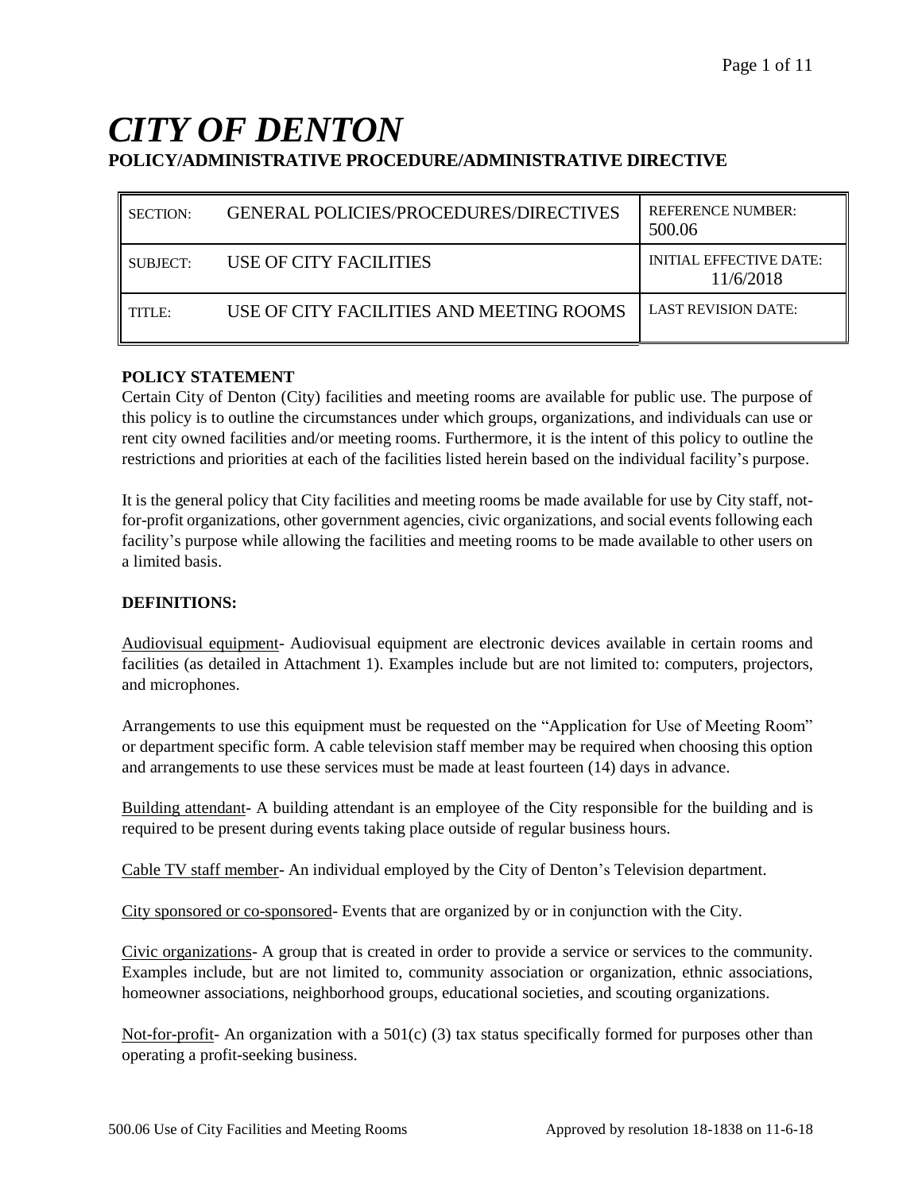# *CITY OF DENTON*

## POLICY/ADMINISTRATIVE PROCEDURE/ADMINISTRATIVE DIRECTIVE

| SECTION: | GENERAL POLICIES/PROCEDURES/DIRECTIVES | REFERENCE NUMBER: 500.06 |
|---|---|---|
| SUBJECT: | USE OF CITY FACILITIES | INITIAL EFFECTIVE DATE: 11/6/2018 |
| TITLE: | USE OF CITY FACILITIES AND MEETING ROOMS | LAST REVISION DATE: |

**POLICY STATEMENT**

Certain City of Denton (City) facilities and meeting rooms are available for public use. The purpose of this policy is to outline the circumstances under which groups, organizations, and individuals can use or rent city owned facilities and/or meeting rooms. Furthermore, it is the intent of this policy to outline the restrictions and priorities at each of the facilities listed herein based on the individual facility's purpose.

It is the general policy that City facilities and meeting rooms be made available for use by City staff, not-for-profit organizations, other government agencies, civic organizations, and social events following each facility's purpose while allowing the facilities and meeting rooms to be made available to other users on a limited basis.

**DEFINITIONS:**

Audiovisual equipment- Audiovisual equipment are electronic devices available in certain rooms and facilities (as detailed in Attachment 1). Examples include but are not limited to: computers, projectors, and microphones.

Arrangements to use this equipment must be requested on the "Application for Use of Meeting Room" or department specific form. A cable television staff member may be required when choosing this option and arrangements to use these services must be made at least fourteen (14) days in advance.

Building attendant- A building attendant is an employee of the City responsible for the building and is required to be present during events taking place outside of regular business hours.

Cable TV staff member- An individual employed by the City of Denton's Television department.

City sponsored or co-sponsored- Events that are organized by or in conjunction with the City.

Civic organizations- A group that is created in order to provide a service or services to the community. Examples include, but are not limited to, community association or organization, ethnic associations, homeowner associations, neighborhood groups, educational societies, and scouting organizations.

Not-for-profit- An organization with a 501(c) (3) tax status specifically formed for purposes other than operating a profit-seeking business.

500.06 Use of City Facilities and Meeting Rooms Approved by resolution 18-1838 on 11-6-18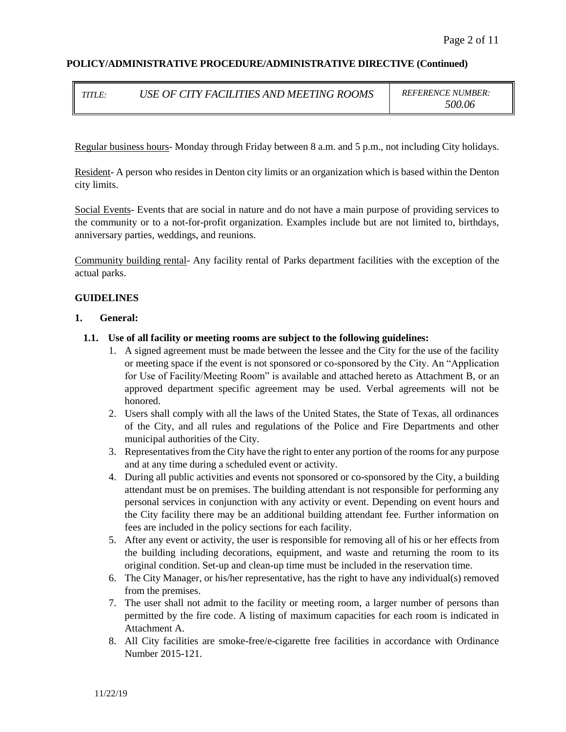**POLICY/ADMINISTRATIVE PROCEDURE/ADMINISTRATIVE DIRECTIVE (Continued)**

| *TITLE:* *USE OF CITY FACILITIES AND MEETING ROOMS* | *REFERENCE NUMBER:* *500.06* |
|---|---|

Regular business hours- Monday through Friday between 8 a.m. and 5 p.m., not including City holidays.

Resident- A person who resides in Denton city limits or an organization which is based within the Denton city limits.

Social Events- Events that are social in nature and do not have a main purpose of providing services to the community or to a not-for-profit organization. Examples include but are not limited to, birthdays, anniversary parties, weddings, and reunions.

Community building rental- Any facility rental of Parks department facilities with the exception of the actual parks.

**GUIDELINES**

**1. General:**

**1.1. Use of all facility or meeting rooms are subject to the following guidelines:**

1. A signed agreement must be made between the lessee and the City for the use of the facility or meeting space if the event is not sponsored or co-sponsored by the City. An "Application for Use of Facility/Meeting Room" is available and attached hereto as Attachment B, or an approved department specific agreement may be used. Verbal agreements will not be honored.
2. Users shall comply with all the laws of the United States, the State of Texas, all ordinances of the City, and all rules and regulations of the Police and Fire Departments and other municipal authorities of the City.
3. Representatives from the City have the right to enter any portion of the rooms for any purpose and at any time during a scheduled event or activity.
4. During all public activities and events not sponsored or co-sponsored by the City, a building attendant must be on premises. The building attendant is not responsible for performing any personal services in conjunction with any activity or event. Depending on event hours and the City facility there may be an additional building attendant fee. Further information on fees are included in the policy sections for each facility.
5. After any event or activity, the user is responsible for removing all of his or her effects from the building including decorations, equipment, and waste and returning the room to its original condition. Set-up and clean-up time must be included in the reservation time.
6. The City Manager, or his/her representative, has the right to have any individual(s) removed from the premises.
7. The user shall not admit to the facility or meeting room, a larger number of persons than permitted by the fire code. A listing of maximum capacities for each room is indicated in Attachment A.
8. All City facilities are smoke-free/e-cigarette free facilities in accordance with Ordinance Number 2015-121.

11/22/19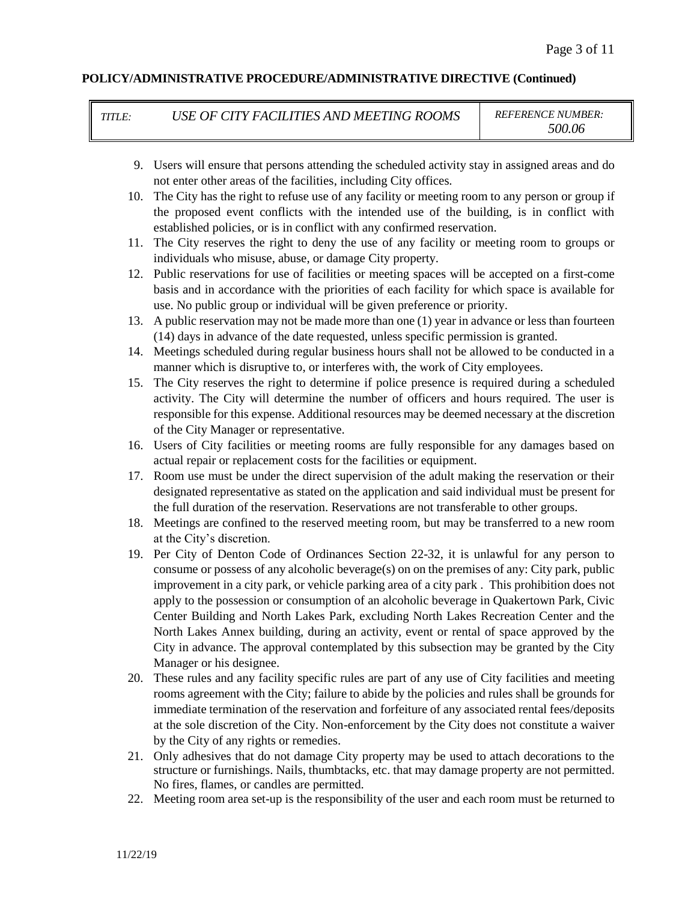**POLICY/ADMINISTRATIVE PROCEDURE/ADMINISTRATIVE DIRECTIVE (Continued)**

| *TITLE:* | *USE OF CITY FACILITIES AND MEETING ROOMS* | *REFERENCE NUMBER: 500.06* |
|---|---|---|

9. Users will ensure that persons attending the scheduled activity stay in assigned areas and do not enter other areas of the facilities, including City offices.
10. The City has the right to refuse use of any facility or meeting room to any person or group if the proposed event conflicts with the intended use of the building, is in conflict with established policies, or is in conflict with any confirmed reservation.
11. The City reserves the right to deny the use of any facility or meeting room to groups or individuals who misuse, abuse, or damage City property.
12. Public reservations for use of facilities or meeting spaces will be accepted on a first-come basis and in accordance with the priorities of each facility for which space is available for use. No public group or individual will be given preference or priority.
13. A public reservation may not be made more than one (1) year in advance or less than fourteen (14) days in advance of the date requested, unless specific permission is granted.
14. Meetings scheduled during regular business hours shall not be allowed to be conducted in a manner which is disruptive to, or interferes with, the work of City employees.
15. The City reserves the right to determine if police presence is required during a scheduled activity. The City will determine the number of officers and hours required. The user is responsible for this expense. Additional resources may be deemed necessary at the discretion of the City Manager or representative.
16. Users of City facilities or meeting rooms are fully responsible for any damages based on actual repair or replacement costs for the facilities or equipment.
17. Room use must be under the direct supervision of the adult making the reservation or their designated representative as stated on the application and said individual must be present for the full duration of the reservation. Reservations are not transferable to other groups.
18. Meetings are confined to the reserved meeting room, but may be transferred to a new room at the City's discretion.
19. Per City of Denton Code of Ordinances Section 22-32, it is unlawful for any person to consume or possess of any alcoholic beverage(s) on on the premises of any: City park, public improvement in a city park, or vehicle parking area of a city park . This prohibition does not apply to the possession or consumption of an alcoholic beverage in Quakertown Park, Civic Center Building and North Lakes Park, excluding North Lakes Recreation Center and the North Lakes Annex building, during an activity, event or rental of space approved by the City in advance. The approval contemplated by this subsection may be granted by the City Manager or his designee.
20. These rules and any facility specific rules are part of any use of City facilities and meeting rooms agreement with the City; failure to abide by the policies and rules shall be grounds for immediate termination of the reservation and forfeiture of any associated rental fees/deposits at the sole discretion of the City. Non-enforcement by the City does not constitute a waiver by the City of any rights or remedies.
21. Only adhesives that do not damage City property may be used to attach decorations to the structure or furnishings. Nails, thumbtacks, etc. that may damage property are not permitted. No fires, flames, or candles are permitted.
22. Meeting room area set-up is the responsibility of the user and each room must be returned to

11/22/19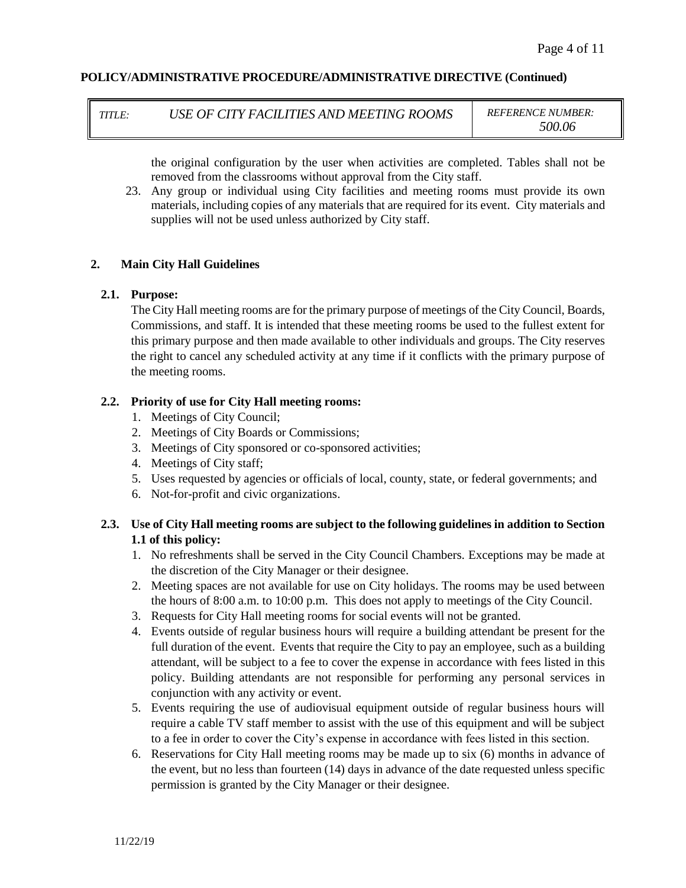| *TITLE:* | *USE OF CITY FACILITIES AND MEETING ROOMS* | *REFERENCE NUMBER: 500.06* |
| --- | --- | --- |

the original configuration by the user when activities are completed. Tables shall not be removed from the classrooms without approval from the City staff.

23. Any group or individual using City facilities and meeting rooms must provide its own materials, including copies of any materials that are required for its event. City materials and supplies will not be used unless authorized by City staff.

## 2. Main City Hall Guidelines

### 2.1. Purpose:

The City Hall meeting rooms are for the primary purpose of meetings of the City Council, Boards, Commissions, and staff. It is intended that these meeting rooms be used to the fullest extent for this primary purpose and then made available to other individuals and groups. The City reserves the right to cancel any scheduled activity at any time if it conflicts with the primary purpose of the meeting rooms.

### 2.2. Priority of use for City Hall meeting rooms:

1. Meetings of City Council;
2. Meetings of City Boards or Commissions;
3. Meetings of City sponsored or co-sponsored activities;
4. Meetings of City staff;
5. Uses requested by agencies or officials of local, county, state, or federal governments; and
6. Not-for-profit and civic organizations.

### 2.3. Use of City Hall meeting rooms are subject to the following guidelines in addition to Section 1.1 of this policy:

1. No refreshments shall be served in the City Council Chambers. Exceptions may be made at the discretion of the City Manager or their designee.
2. Meeting spaces are not available for use on City holidays. The rooms may be used between the hours of 8:00 a.m. to 10:00 p.m. This does not apply to meetings of the City Council.
3. Requests for City Hall meeting rooms for social events will not be granted.
4. Events outside of regular business hours will require a building attendant be present for the full duration of the event. Events that require the City to pay an employee, such as a building attendant, will be subject to a fee to cover the expense in accordance with fees listed in this policy. Building attendants are not responsible for performing any personal services in conjunction with any activity or event.
5. Events requiring the use of audiovisual equipment outside of regular business hours will require a cable TV staff member to assist with the use of this equipment and will be subject to a fee in order to cover the City's expense in accordance with fees listed in this section.
6. Reservations for City Hall meeting rooms may be made up to six (6) months in advance of the event, but no less than fourteen (14) days in advance of the date requested unless specific permission is granted by the City Manager or their designee.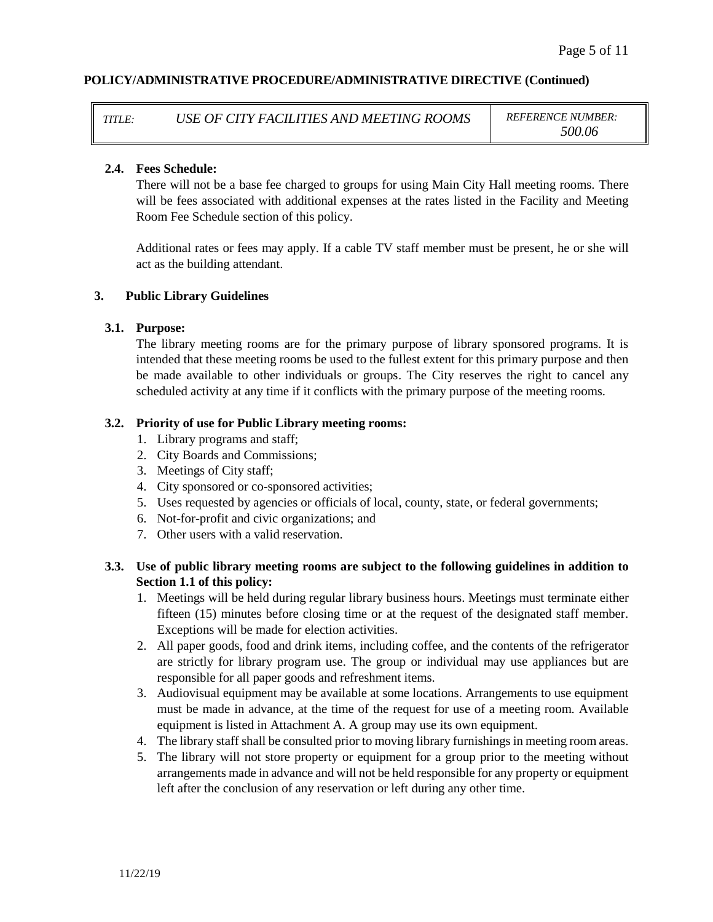| *TITLE:* | *USE OF CITY FACILITIES AND MEETING ROOMS* | *REFERENCE NUMBER: 500.06* |
|---|---|---|

**2.4. Fees Schedule:**

There will not be a base fee charged to groups for using Main City Hall meeting rooms. There will be fees associated with additional expenses at the rates listed in the Facility and Meeting Room Fee Schedule section of this policy.

Additional rates or fees may apply. If a cable TV staff member must be present, he or she will act as the building attendant.

## 3. Public Library Guidelines

**3.1. Purpose:**

The library meeting rooms are for the primary purpose of library sponsored programs. It is intended that these meeting rooms be used to the fullest extent for this primary purpose and then be made available to other individuals or groups. The City reserves the right to cancel any scheduled activity at any time if it conflicts with the primary purpose of the meeting rooms.

**3.2. Priority of use for Public Library meeting rooms:**

1. Library programs and staff;
2. City Boards and Commissions;
3. Meetings of City staff;
4. City sponsored or co-sponsored activities;
5. Uses requested by agencies or officials of local, county, state, or federal governments;
6. Not-for-profit and civic organizations; and
7. Other users with a valid reservation.

**3.3. Use of public library meeting rooms are subject to the following guidelines in addition to Section 1.1 of this policy:**

1. Meetings will be held during regular library business hours. Meetings must terminate either fifteen (15) minutes before closing time or at the request of the designated staff member. Exceptions will be made for election activities.
2. All paper goods, food and drink items, including coffee, and the contents of the refrigerator are strictly for library program use. The group or individual may use appliances but are responsible for all paper goods and refreshment items.
3. Audiovisual equipment may be available at some locations. Arrangements to use equipment must be made in advance, at the time of the request for use of a meeting room. Available equipment is listed in Attachment A. A group may use its own equipment.
4. The library staff shall be consulted prior to moving library furnishings in meeting room areas.
5. The library will not store property or equipment for a group prior to the meeting without arrangements made in advance and will not be held responsible for any property or equipment left after the conclusion of any reservation or left during any other time.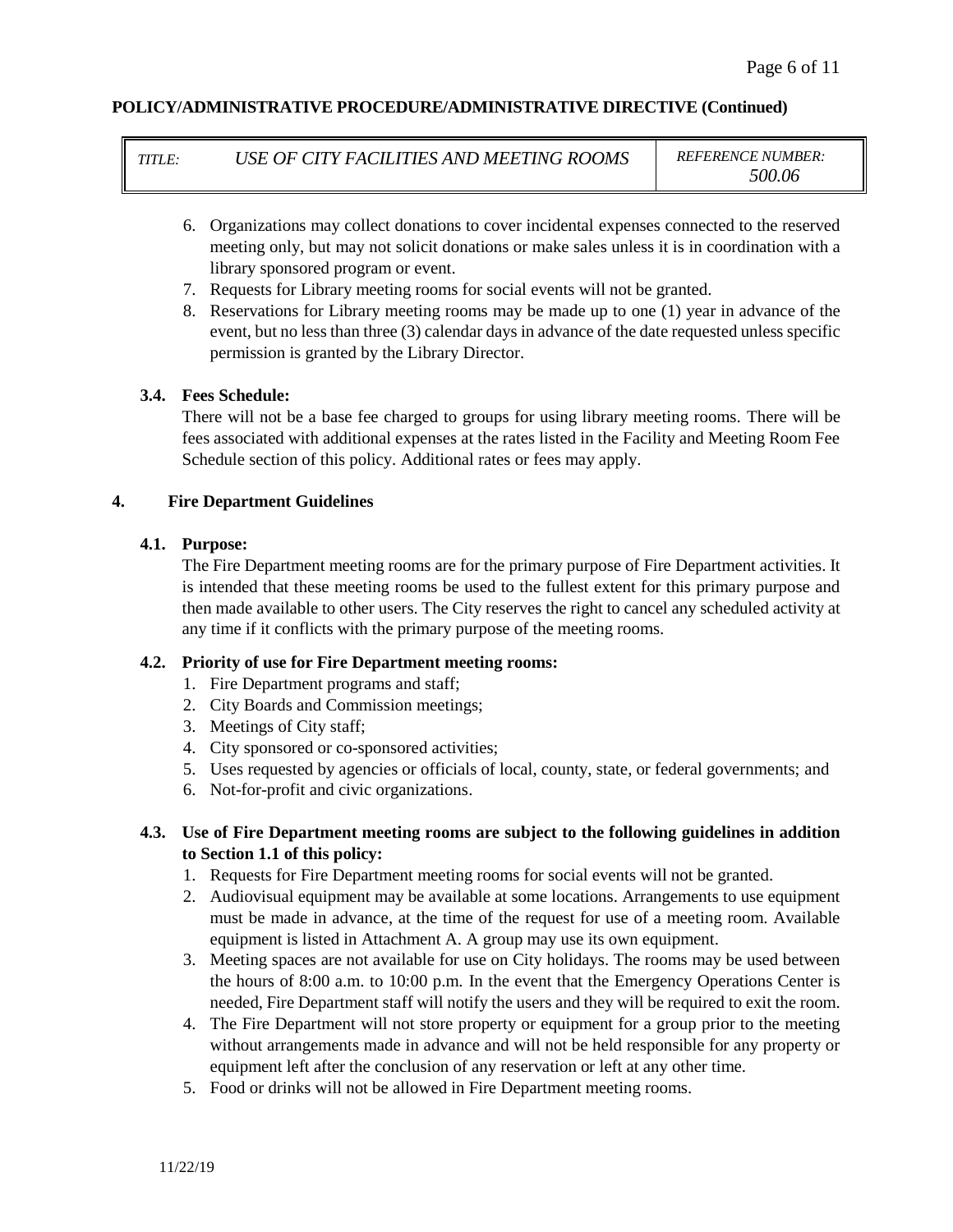6. Organizations may collect donations to cover incidental expenses connected to the reserved meeting only, but may not solicit donations or make sales unless it is in coordination with a library sponsored program or event.
7. Requests for Library meeting rooms for social events will not be granted.
8. Reservations for Library meeting rooms may be made up to one (1) year in advance of the event, but no less than three (3) calendar days in advance of the date requested unless specific permission is granted by the Library Director.

### 3.4. Fees Schedule:

There will not be a base fee charged to groups for using library meeting rooms. There will be fees associated with additional expenses at the rates listed in the Facility and Meeting Room Fee Schedule section of this policy. Additional rates or fees may apply.

## 4. Fire Department Guidelines

### 4.1. Purpose:

The Fire Department meeting rooms are for the primary purpose of Fire Department activities. It is intended that these meeting rooms be used to the fullest extent for this primary purpose and then made available to other users. The City reserves the right to cancel any scheduled activity at any time if it conflicts with the primary purpose of the meeting rooms.

### 4.2. Priority of use for Fire Department meeting rooms:

1. Fire Department programs and staff;
2. City Boards and Commission meetings;
3. Meetings of City staff;
4. City sponsored or co-sponsored activities;
5. Uses requested by agencies or officials of local, county, state, or federal governments; and
6. Not-for-profit and civic organizations.

### 4.3. Use of Fire Department meeting rooms are subject to the following guidelines in addition to Section 1.1 of this policy:

1. Requests for Fire Department meeting rooms for social events will not be granted.
2. Audiovisual equipment may be available at some locations. Arrangements to use equipment must be made in advance, at the time of the request for use of a meeting room. Available equipment is listed in Attachment A. A group may use its own equipment.
3. Meeting spaces are not available for use on City holidays. The rooms may be used between the hours of 8:00 a.m. to 10:00 p.m. In the event that the Emergency Operations Center is needed, Fire Department staff will notify the users and they will be required to exit the room.
4. The Fire Department will not store property or equipment for a group prior to the meeting without arrangements made in advance and will not be held responsible for any property or equipment left after the conclusion of any reservation or left at any other time.
5. Food or drinks will not be allowed in Fire Department meeting rooms.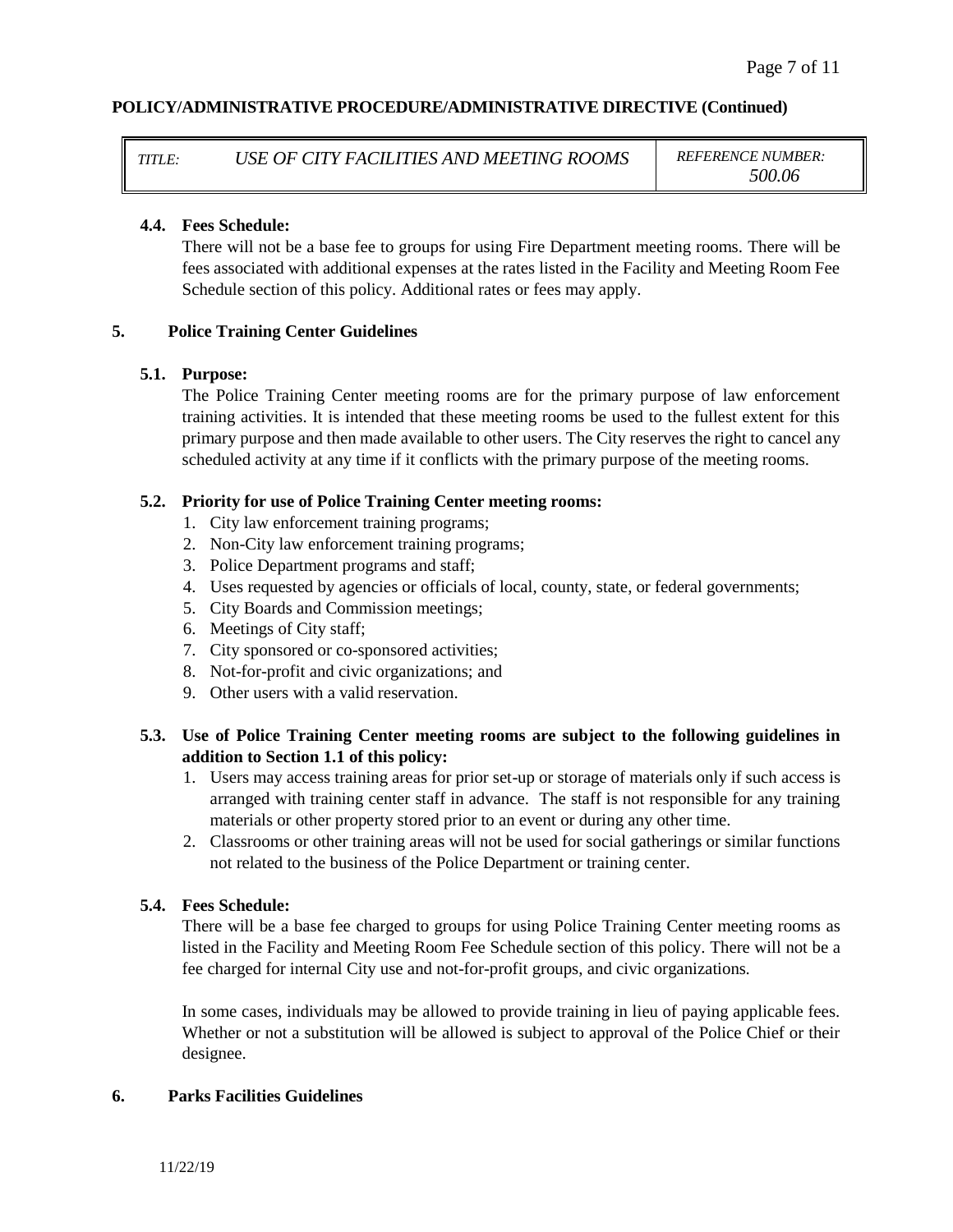**POLICY/ADMINISTRATIVE PROCEDURE/ADMINISTRATIVE DIRECTIVE (Continued)**

| *TITLE:* | *USE OF CITY FACILITIES AND MEETING ROOMS* | *REFERENCE NUMBER: 500.06* |
|---|---|---|

**4.4. Fees Schedule:**

There will not be a base fee to groups for using Fire Department meeting rooms. There will be fees associated with additional expenses at the rates listed in the Facility and Meeting Room Fee Schedule section of this policy. Additional rates or fees may apply.

## 5. Police Training Center Guidelines

**5.1. Purpose:**

The Police Training Center meeting rooms are for the primary purpose of law enforcement training activities. It is intended that these meeting rooms be used to the fullest extent for this primary purpose and then made available to other users. The City reserves the right to cancel any scheduled activity at any time if it conflicts with the primary purpose of the meeting rooms.

**5.2. Priority for use of Police Training Center meeting rooms:**

1. City law enforcement training programs;
2. Non-City law enforcement training programs;
3. Police Department programs and staff;
4. Uses requested by agencies or officials of local, county, state, or federal governments;
5. City Boards and Commission meetings;
6. Meetings of City staff;
7. City sponsored or co-sponsored activities;
8. Not-for-profit and civic organizations; and
9. Other users with a valid reservation.

**5.3. Use of Police Training Center meeting rooms are subject to the following guidelines in addition to Section 1.1 of this policy:**

1. Users may access training areas for prior set-up or storage of materials only if such access is arranged with training center staff in advance. The staff is not responsible for any training materials or other property stored prior to an event or during any other time.
2. Classrooms or other training areas will not be used for social gatherings or similar functions not related to the business of the Police Department or training center.

**5.4. Fees Schedule:**

There will be a base fee charged to groups for using Police Training Center meeting rooms as listed in the Facility and Meeting Room Fee Schedule section of this policy. There will not be a fee charged for internal City use and not-for-profit groups, and civic organizations.

In some cases, individuals may be allowed to provide training in lieu of paying applicable fees. Whether or not a substitution will be allowed is subject to approval of the Police Chief or their designee.

## 6. Parks Facilities Guidelines

11/22/19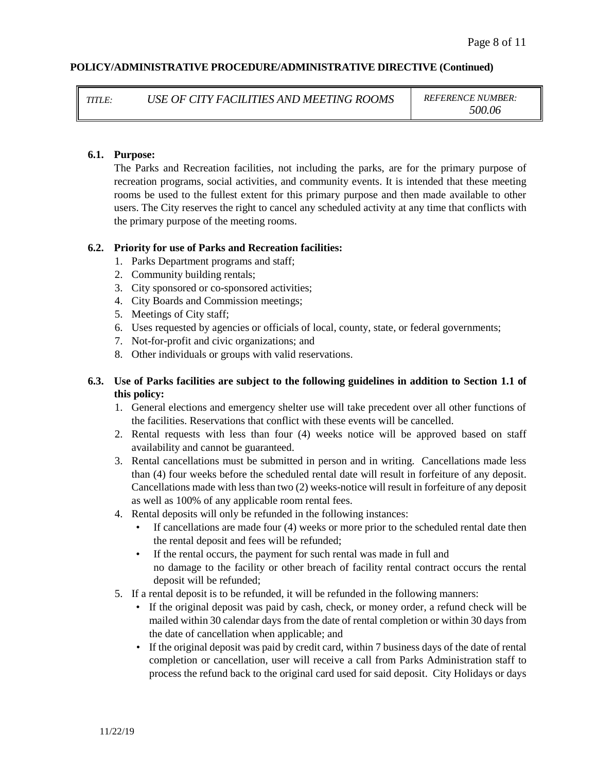**POLICY/ADMINISTRATIVE PROCEDURE/ADMINISTRATIVE DIRECTIVE (Continued)**

| *TITLE:* | *USE OF CITY FACILITIES AND MEETING ROOMS* | *REFERENCE NUMBER: 500.06* |
|---|---|---|

**6.1. Purpose:**

The Parks and Recreation facilities, not including the parks, are for the primary purpose of recreation programs, social activities, and community events. It is intended that these meeting rooms be used to the fullest extent for this primary purpose and then made available to other users. The City reserves the right to cancel any scheduled activity at any time that conflicts with the primary purpose of the meeting rooms.

**6.2. Priority for use of Parks and Recreation facilities:**

1. Parks Department programs and staff;
2. Community building rentals;
3. City sponsored or co-sponsored activities;
4. City Boards and Commission meetings;
5. Meetings of City staff;
6. Uses requested by agencies or officials of local, county, state, or federal governments;
7. Not-for-profit and civic organizations; and
8. Other individuals or groups with valid reservations.

**6.3. Use of Parks facilities are subject to the following guidelines in addition to Section 1.1 of this policy:**

1. General elections and emergency shelter use will take precedent over all other functions of the facilities. Reservations that conflict with these events will be cancelled.
2. Rental requests with less than four (4) weeks notice will be approved based on staff availability and cannot be guaranteed.
3. Rental cancellations must be submitted in person and in writing. Cancellations made less than (4) four weeks before the scheduled rental date will result in forfeiture of any deposit. Cancellations made with less than two (2) weeks-notice will result in forfeiture of any deposit as well as 100% of any applicable room rental fees.
4. Rental deposits will only be refunded in the following instances:
   - If cancellations are made four (4) weeks or more prior to the scheduled rental date then the rental deposit and fees will be refunded;
   - If the rental occurs, the payment for such rental was made in full and no damage to the facility or other breach of facility rental contract occurs the rental deposit will be refunded;
5. If a rental deposit is to be refunded, it will be refunded in the following manners:
   - If the original deposit was paid by cash, check, or money order, a refund check will be mailed within 30 calendar days from the date of rental completion or within 30 days from the date of cancellation when applicable; and
   - If the original deposit was paid by credit card, within 7 business days of the date of rental completion or cancellation, user will receive a call from Parks Administration staff to process the refund back to the original card used for said deposit. City Holidays or days

11/22/19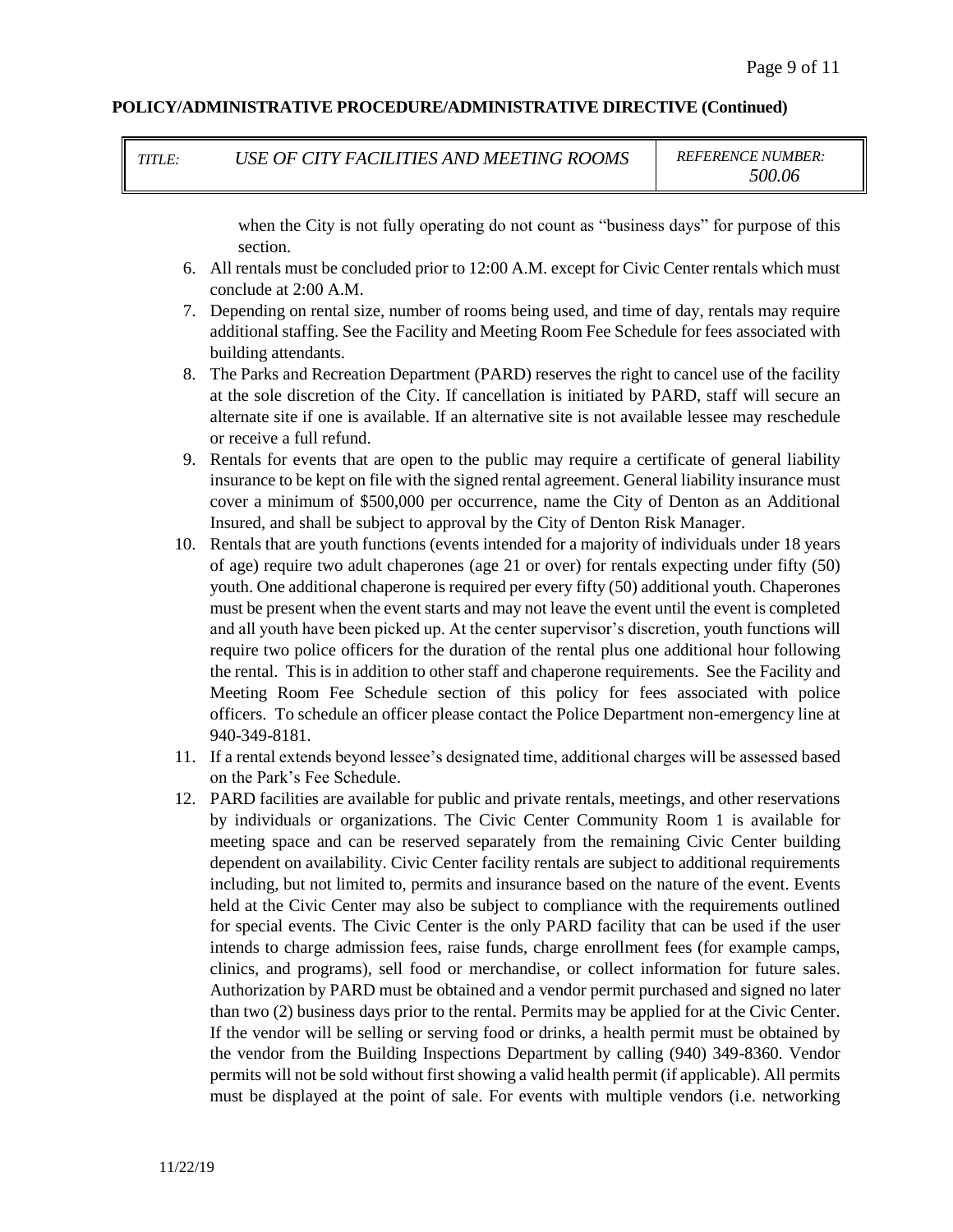**POLICY/ADMINISTRATIVE PROCEDURE/ADMINISTRATIVE DIRECTIVE (Continued)**

| *TITLE:* | *USE OF CITY FACILITIES AND MEETING ROOMS* | *REFERENCE NUMBER: 500.06* |
|---|---|---|

when the City is not fully operating do not count as "business days" for purpose of this section.

6. All rentals must be concluded prior to 12:00 A.M. except for Civic Center rentals which must conclude at 2:00 A.M.
7. Depending on rental size, number of rooms being used, and time of day, rentals may require additional staffing. See the Facility and Meeting Room Fee Schedule for fees associated with building attendants.
8. The Parks and Recreation Department (PARD) reserves the right to cancel use of the facility at the sole discretion of the City. If cancellation is initiated by PARD, staff will secure an alternate site if one is available. If an alternative site is not available lessee may reschedule or receive a full refund.
9. Rentals for events that are open to the public may require a certificate of general liability insurance to be kept on file with the signed rental agreement. General liability insurance must cover a minimum of $500,000 per occurrence, name the City of Denton as an Additional Insured, and shall be subject to approval by the City of Denton Risk Manager.
10. Rentals that are youth functions (events intended for a majority of individuals under 18 years of age) require two adult chaperones (age 21 or over) for rentals expecting under fifty (50) youth. One additional chaperone is required per every fifty (50) additional youth. Chaperones must be present when the event starts and may not leave the event until the event is completed and all youth have been picked up. At the center supervisor's discretion, youth functions will require two police officers for the duration of the rental plus one additional hour following the rental. This is in addition to other staff and chaperone requirements. See the Facility and Meeting Room Fee Schedule section of this policy for fees associated with police officers. To schedule an officer please contact the Police Department non-emergency line at 940-349-8181.
11. If a rental extends beyond lessee's designated time, additional charges will be assessed based on the Park's Fee Schedule.
12. PARD facilities are available for public and private rentals, meetings, and other reservations by individuals or organizations. The Civic Center Community Room 1 is available for meeting space and can be reserved separately from the remaining Civic Center building dependent on availability. Civic Center facility rentals are subject to additional requirements including, but not limited to, permits and insurance based on the nature of the event. Events held at the Civic Center may also be subject to compliance with the requirements outlined for special events. The Civic Center is the only PARD facility that can be used if the user intends to charge admission fees, raise funds, charge enrollment fees (for example camps, clinics, and programs), sell food or merchandise, or collect information for future sales. Authorization by PARD must be obtained and a vendor permit purchased and signed no later than two (2) business days prior to the rental. Permits may be applied for at the Civic Center. If the vendor will be selling or serving food or drinks, a health permit must be obtained by the vendor from the Building Inspections Department by calling (940) 349-8360. Vendor permits will not be sold without first showing a valid health permit (if applicable). All permits must be displayed at the point of sale. For events with multiple vendors (i.e. networking

11/22/19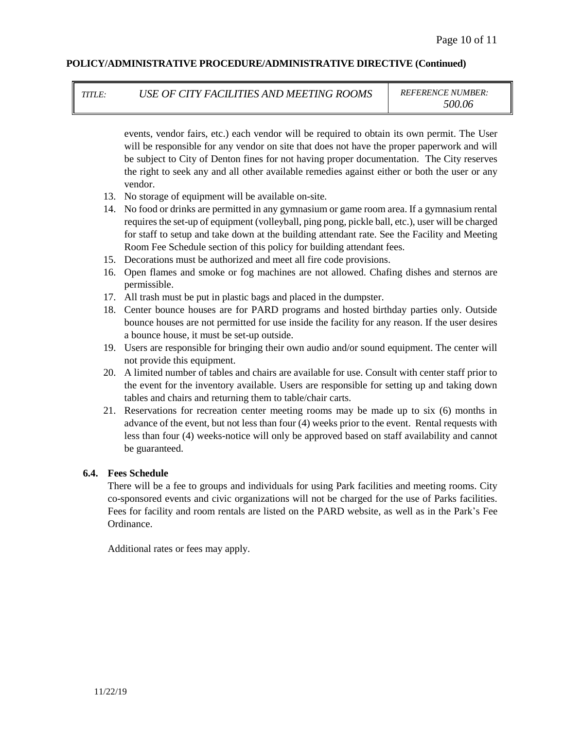events, vendor fairs, etc.) each vendor will be required to obtain its own permit. The User will be responsible for any vendor on site that does not have the proper paperwork and will be subject to City of Denton fines for not having proper documentation. The City reserves the right to seek any and all other available remedies against either or both the user or any vendor.

13. No storage of equipment will be available on-site.
14. No food or drinks are permitted in any gymnasium or game room area. If a gymnasium rental requires the set-up of equipment (volleyball, ping pong, pickle ball, etc.), user will be charged for staff to setup and take down at the building attendant rate. See the Facility and Meeting Room Fee Schedule section of this policy for building attendant fees.
15. Decorations must be authorized and meet all fire code provisions.
16. Open flames and smoke or fog machines are not allowed. Chafing dishes and sternos are permissible.
17. All trash must be put in plastic bags and placed in the dumpster.
18. Center bounce houses are for PARD programs and hosted birthday parties only. Outside bounce houses are not permitted for use inside the facility for any reason. If the user desires a bounce house, it must be set-up outside.
19. Users are responsible for bringing their own audio and/or sound equipment. The center will not provide this equipment.
20. A limited number of tables and chairs are available for use. Consult with center staff prior to the event for the inventory available. Users are responsible for setting up and taking down tables and chairs and returning them to table/chair carts.
21. Reservations for recreation center meeting rooms may be made up to six (6) months in advance of the event, but not less than four (4) weeks prior to the event. Rental requests with less than four (4) weeks-notice will only be approved based on staff availability and cannot be guaranteed.

**6.4. Fees Schedule**

There will be a fee to groups and individuals for using Park facilities and meeting rooms. City co-sponsored events and civic organizations will not be charged for the use of Parks facilities. Fees for facility and room rentals are listed on the PARD website, as well as in the Park's Fee Ordinance.

Additional rates or fees may apply.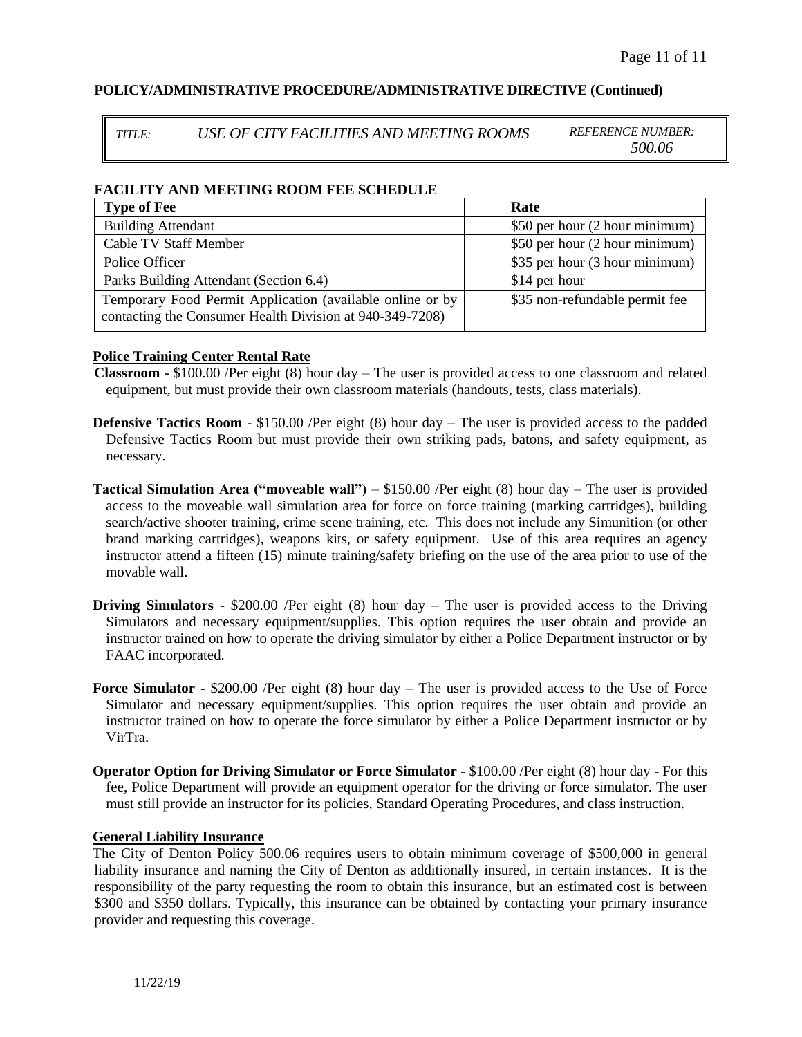**POLICY/ADMINISTRATIVE PROCEDURE/ADMINISTRATIVE DIRECTIVE (Continued)**

| *TITLE:* | *USE OF CITY FACILITIES AND MEETING ROOMS* | *REFERENCE NUMBER: 500.06* |
|---|---|---|

### FACILITY AND MEETING ROOM FEE SCHEDULE

| Type of Fee | Rate |
|---|---|
| Building Attendant | $50 per hour (2 hour minimum) |
| Cable TV Staff Member | $50 per hour (2 hour minimum) |
| Police Officer | $35 per hour (3 hour minimum) |
| Parks Building Attendant (Section 6.4) | $14 per hour |
| Temporary Food Permit Application (available online or by contacting the Consumer Health Division at 940-349-7208) | $35 non-refundable permit fee |

**Police Training Center Rental Rate**

**Classroom** - $100.00 /Per eight (8) hour day – The user is provided access to one classroom and related equipment, but must provide their own classroom materials (handouts, tests, class materials).

**Defensive Tactics Room** - $150.00 /Per eight (8) hour day – The user is provided access to the padded Defensive Tactics Room but must provide their own striking pads, batons, and safety equipment, as necessary.

**Tactical Simulation Area ("moveable wall")** – $150.00 /Per eight (8) hour day – The user is provided access to the moveable wall simulation area for force on force training (marking cartridges), building search/active shooter training, crime scene training, etc. This does not include any Simunition (or other brand marking cartridges), weapons kits, or safety equipment. Use of this area requires an agency instructor attend a fifteen (15) minute training/safety briefing on the use of the area prior to use of the movable wall.

**Driving Simulators** - $200.00 /Per eight (8) hour day – The user is provided access to the Driving Simulators and necessary equipment/supplies. This option requires the user obtain and provide an instructor trained on how to operate the driving simulator by either a Police Department instructor or by FAAC incorporated.

**Force Simulator** - $200.00 /Per eight (8) hour day – The user is provided access to the Use of Force Simulator and necessary equipment/supplies. This option requires the user obtain and provide an instructor trained on how to operate the force simulator by either a Police Department instructor or by VirTra.

**Operator Option for Driving Simulator or Force Simulator** - $100.00 /Per eight (8) hour day - For this fee, Police Department will provide an equipment operator for the driving or force simulator. The user must still provide an instructor for its policies, Standard Operating Procedures, and class instruction.

**General Liability Insurance**

The City of Denton Policy 500.06 requires users to obtain minimum coverage of $500,000 in general liability insurance and naming the City of Denton as additionally insured, in certain instances. It is the responsibility of the party requesting the room to obtain this insurance, but an estimated cost is between $300 and $350 dollars. Typically, this insurance can be obtained by contacting your primary insurance provider and requesting this coverage.

11/22/19